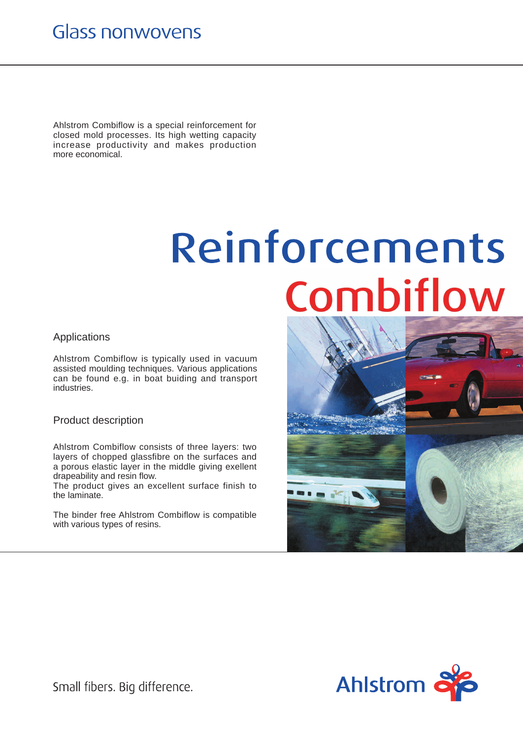# Glass nonwovens

Ahlstrom Combiflow is a special reinforcement for closed mold processes. Its high wetting capacity increase productivity and makes production more economical.

# Reinforcements

# Combiflow

## Applications

Ahlstrom Combiflow is typically used in vacuum assisted moulding techniques. Various applications can be found e.g. in boat buiding and transport industries.

## Product description

Ahlstrom Combiflow consists of three layers: two layers of chopped glassfibre on the surfaces and a porous elastic layer in the middle giving exellent drapeability and resin flow.
The product gives an excellent surface finish to the laminate.

The binder free Ahlstrom Combiflow is compatible with various types of resins.

Small fibers. Big difference.

Ahlstrom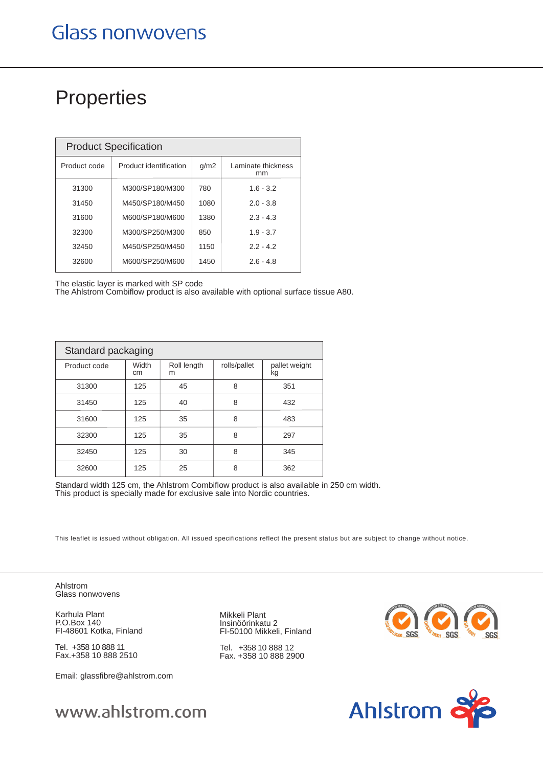# Glass nonwovens

## Properties

| Product Specification | | | |
|---|---|---|---|
| Product code | Product identification | g/m2 | Laminate thickness mm |
| 31300 | M300/SP180/M300 | 780 | 1.6 - 3.2 |
| 31450 | M450/SP180/M450 | 1080 | 2.0 - 3.8 |
| 31600 | M600/SP180/M600 | 1380 | 2.3 - 4.3 |
| 32300 | M300/SP250/M300 | 850 | 1.9 - 3.7 |
| 32450 | M450/SP250/M450 | 1150 | 2.2 - 4.2 |
| 32600 | M600/SP250/M600 | 1450 | 2.6 - 4.8 |

The elastic layer is marked with SP code
The Ahlstrom Combiflow product is also available with optional surface tissue A80.

| Standard packaging | | | | |
|---|---|---|---|---|
| Product code | Width cm | Roll length m | rolls/pallet | pallet weight kg |
| 31300 | 125 | 45 | 8 | 351 |
| 31450 | 125 | 40 | 8 | 432 |
| 31600 | 125 | 35 | 8 | 483 |
| 32300 | 125 | 35 | 8 | 297 |
| 32450 | 125 | 30 | 8 | 345 |
| 32600 | 125 | 25 | 8 | 362 |

Standard width 125 cm, the Ahlstrom Combiflow product is also available in 250 cm width.
This product is specially made for exclusive sale into Nordic countries.

This leaflet is issued without obligation. All issued specifications reflect the present status but are subject to change without notice.

Ahlstrom
Glass nonwovens

Karhula Plant
P.O.Box 140
FI-48601 Kotka, Finland

Tel. +358 10 888 11
Fax.+358 10 888 2510

Email: glassfibre@ahlstrom.com

Mikkeli Plant
Insinöörinkatu 2
FI-50100 Mikkeli, Finland

Tel. +358 10 888 12
Fax. +358 10 888 2900

www.ahlstrom.com

Ahlstrom